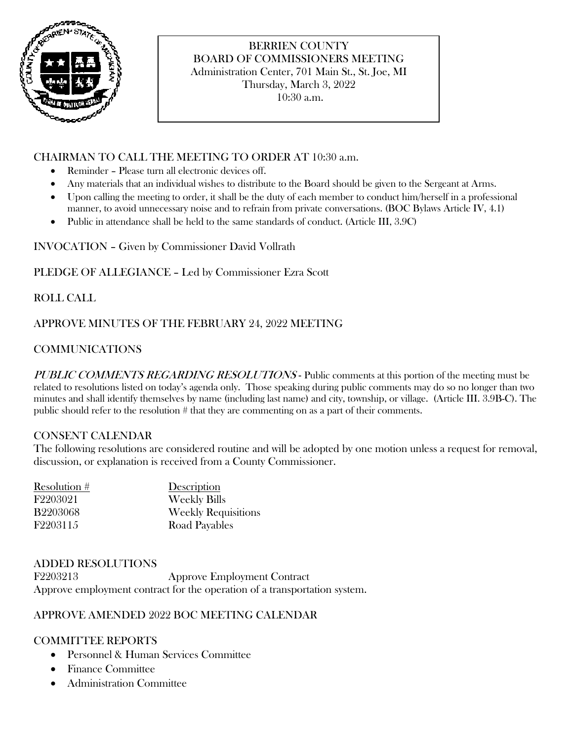# BERRIEN COUNTY
## BOARD OF COMMISSIONERS MEETING
Administration Center, 701 Main St., St. Joe, MI
Thursday, March 3, 2022
10:30 a.m.

## CHAIRMAN TO CALL THE MEETING TO ORDER AT 10:30 a.m.

- Reminder – Please turn all electronic devices off.
- Any materials that an individual wishes to distribute to the Board should be given to the Sergeant at Arms.
- Upon calling the meeting to order, it shall be the duty of each member to conduct him/herself in a professional manner, to avoid unnecessary noise and to refrain from private conversations. (BOC Bylaws Article IV, 4.1)
- Public in attendance shall be held to the same standards of conduct. (Article III, 3.9C)

## INVOCATION – Given by Commissioner David Vollrath

## PLEDGE OF ALLEGIANCE – Led by Commissioner Ezra Scott

## ROLL CALL

## APPROVE MINUTES OF THE FEBRUARY 24, 2022 MEETING

## COMMUNICATIONS

*PUBLIC COMMENTS REGARDING RESOLUTIONS* - Public comments at this portion of the meeting must be related to resolutions listed on today's agenda only. Those speaking during public comments may do so no longer than two minutes and shall identify themselves by name (including last name) and city, township, or village. (Article III. 3.9B-C). The public should refer to the resolution # that they are commenting on as a part of their comments.

## CONSENT CALENDAR

The following resolutions are considered routine and will be adopted by one motion unless a request for removal, discussion, or explanation is received from a County Commissioner.

| Resolution # | Description |
|---|---|
| F2203021 | Weekly Bills |
| B2203068 | Weekly Requisitions |
| F2203115 | Road Payables |

## ADDED RESOLUTIONS

F2203213 Approve Employment Contract

Approve employment contract for the operation of a transportation system.

## APPROVE AMENDED 2022 BOC MEETING CALENDAR

## COMMITTEE REPORTS

- Personnel & Human Services Committee
- Finance Committee
- Administration Committee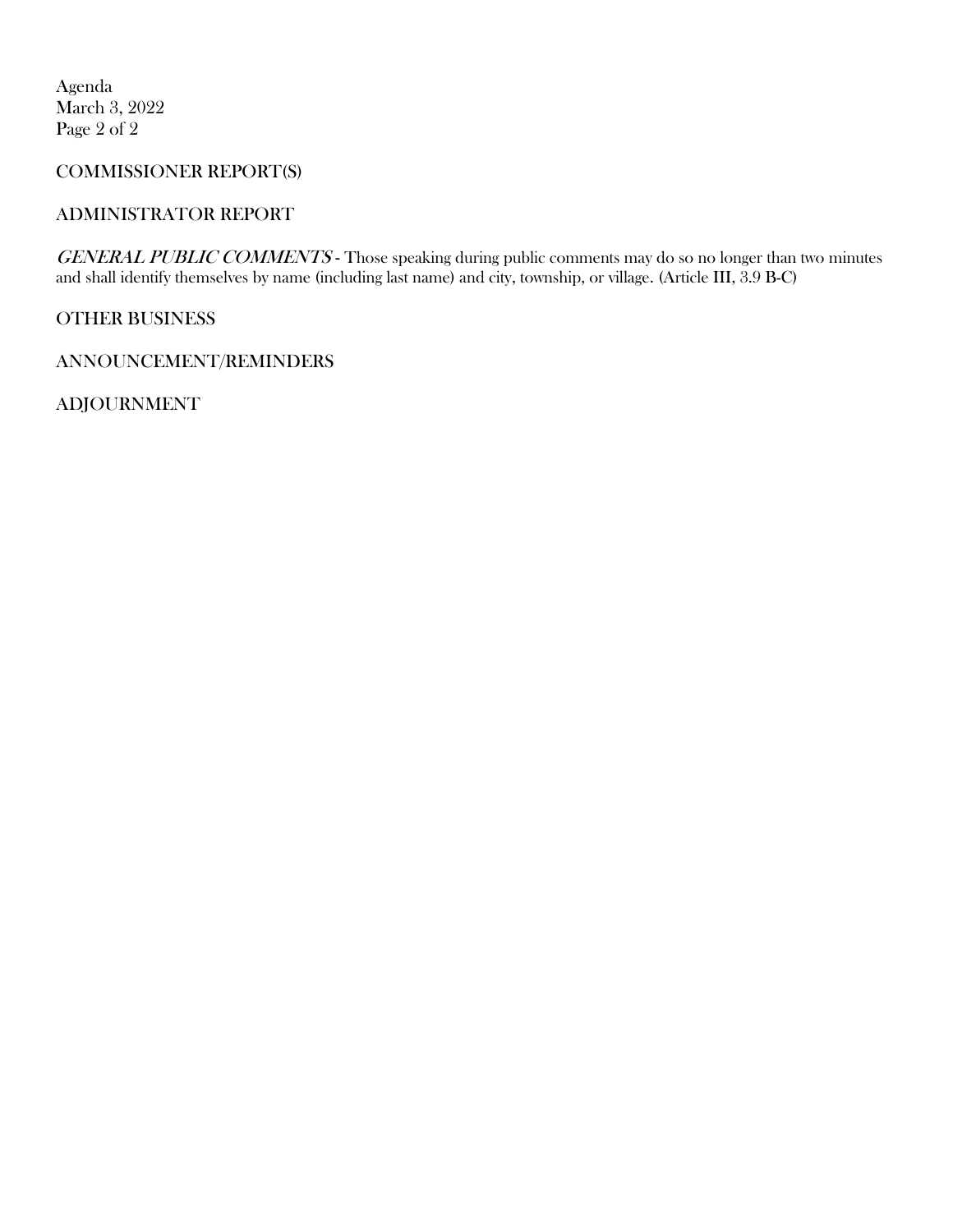COMMISSIONER REPORT(S)

ADMINISTRATOR REPORT

*GENERAL PUBLIC COMMENTS* - Those speaking during public comments may do so no longer than two minutes and shall identify themselves by name (including last name) and city, township, or village. (Article III, 3.9 B-C)

OTHER BUSINESS

ANNOUNCEMENT/REMINDERS

ADJOURNMENT